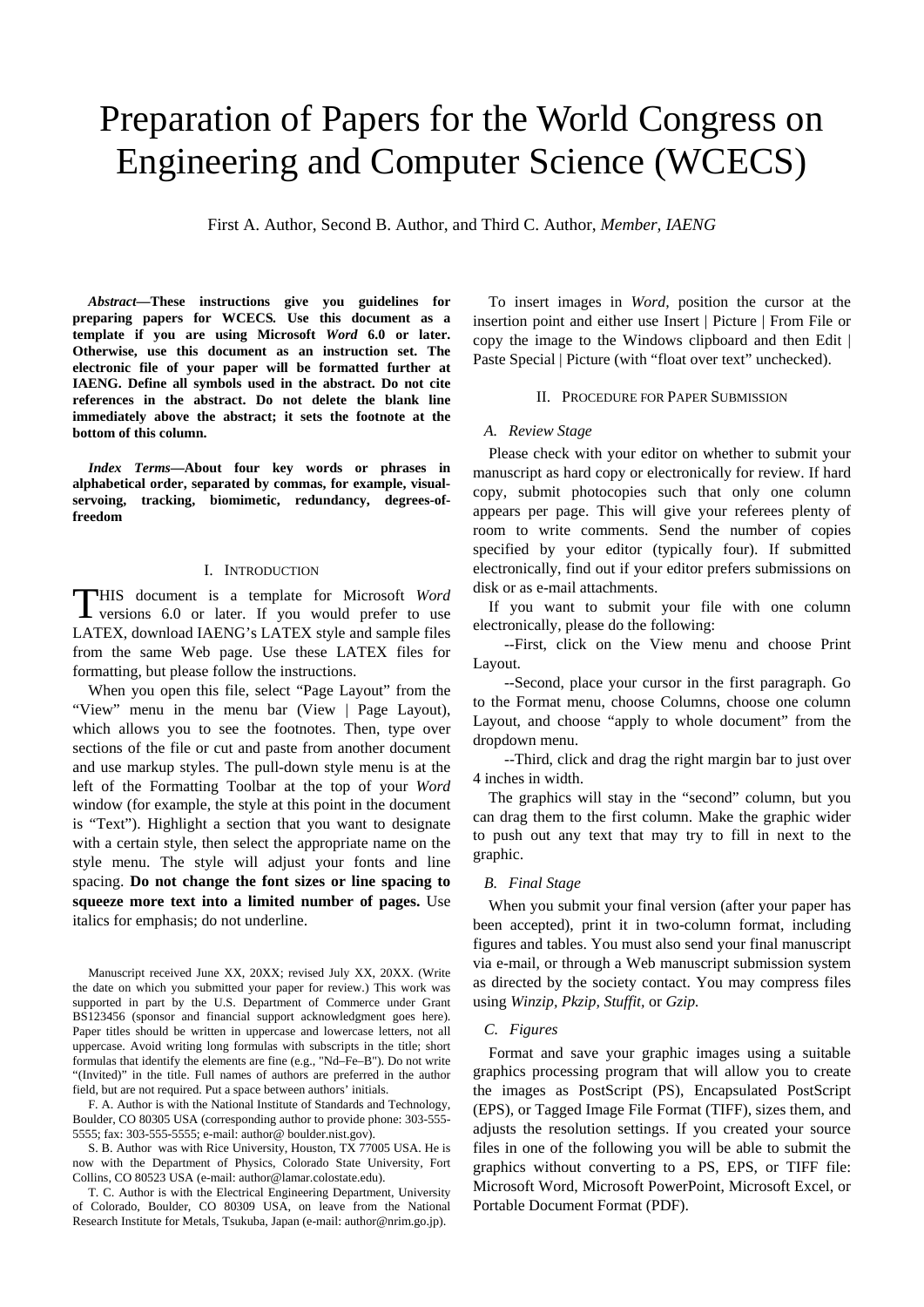# Preparation of Papers for the World Congress on Engineering and Computer Science (WCECS)

First A. Author, Second B. Author, and Third C. Author, *Member, IAENG*

***Abstract*—These instructions give you guidelines for preparing papers for WCECS. Use this document as a template if you are using Microsoft *Word* 6.0 or later. Otherwise, use this document as an instruction set. The electronic file of your paper will be formatted further at IAENG. Define all symbols used in the abstract. Do not cite references in the abstract. Do not delete the blank line immediately above the abstract; it sets the footnote at the bottom of this column.**

***Index Terms*—About four key words or phrases in alphabetical order, separated by commas, for example, visual-servoing, tracking, biomimetic, redundancy, degrees-of-freedom**

## I. Introduction

THIS document is a template for Microsoft *Word* versions 6.0 or later. If you would prefer to use LATEX, download IAENG's LATEX style and sample files from the same Web page. Use these LATEX files for formatting, but please follow the instructions.

When you open this file, select "Page Layout" from the "View" menu in the menu bar (View | Page Layout), which allows you to see the footnotes. Then, type over sections of the file or cut and paste from another document and use markup styles. The pull-down style menu is at the left of the Formatting Toolbar at the top of your *Word* window (for example, the style at this point in the document is "Text"). Highlight a section that you want to designate with a certain style, then select the appropriate name on the style menu. The style will adjust your fonts and line spacing. **Do not change the font sizes or line spacing to squeeze more text into a limited number of pages.** Use italics for emphasis; do not underline.

Manuscript received June XX, 20XX; revised July XX, 20XX. (Write the date on which you submitted your paper for review.) This work was supported in part by the U.S. Department of Commerce under Grant BS123456 (sponsor and financial support acknowledgment goes here). Paper titles should be written in uppercase and lowercase letters, not all uppercase. Avoid writing long formulas with subscripts in the title; short formulas that identify the elements are fine (e.g., "Nd–Fe–B"). Do not write "(Invited)" in the title. Full names of authors are preferred in the author field, but are not required. Put a space between authors' initials.

F. A. Author is with the National Institute of Standards and Technology, Boulder, CO 80305 USA (corresponding author to provide phone: 303-555-5555; fax: 303-555-5555; e-mail: author@ boulder.nist.gov).

S. B. Author was with Rice University, Houston, TX 77005 USA. He is now with the Department of Physics, Colorado State University, Fort Collins, CO 80523 USA (e-mail: author@lamar.colostate.edu).

T. C. Author is with the Electrical Engineering Department, University of Colorado, Boulder, CO 80309 USA, on leave from the National Research Institute for Metals, Tsukuba, Japan (e-mail: author@nrim.go.jp).

To insert images in *Word*, position the cursor at the insertion point and either use Insert | Picture | From File or copy the image to the Windows clipboard and then Edit | Paste Special | Picture (with "float over text" unchecked).

## II. Procedure for Paper Submission

### *A. Review Stage*

Please check with your editor on whether to submit your manuscript as hard copy or electronically for review. If hard copy, submit photocopies such that only one column appears per page. This will give your referees plenty of room to write comments. Send the number of copies specified by your editor (typically four). If submitted electronically, find out if your editor prefers submissions on disk or as e-mail attachments.

If you want to submit your file with one column electronically, please do the following:

--First, click on the View menu and choose Print Layout.

--Second, place your cursor in the first paragraph. Go to the Format menu, choose Columns, choose one column Layout, and choose "apply to whole document" from the dropdown menu.

--Third, click and drag the right margin bar to just over 4 inches in width.

The graphics will stay in the "second" column, but you can drag them to the first column. Make the graphic wider to push out any text that may try to fill in next to the graphic.

### *B. Final Stage*

When you submit your final version (after your paper has been accepted), print it in two-column format, including figures and tables. You must also send your final manuscript via e-mail, or through a Web manuscript submission system as directed by the society contact. You may compress files using *Winzip*, *Pkzip*, *Stuffit*, or *Gzip*.

### *C. Figures*

Format and save your graphic images using a suitable graphics processing program that will allow you to create the images as PostScript (PS), Encapsulated PostScript (EPS), or Tagged Image File Format (TIFF), sizes them, and adjusts the resolution settings. If you created your source files in one of the following you will be able to submit the graphics without converting to a PS, EPS, or TIFF file: Microsoft Word, Microsoft PowerPoint, Microsoft Excel, or Portable Document Format (PDF).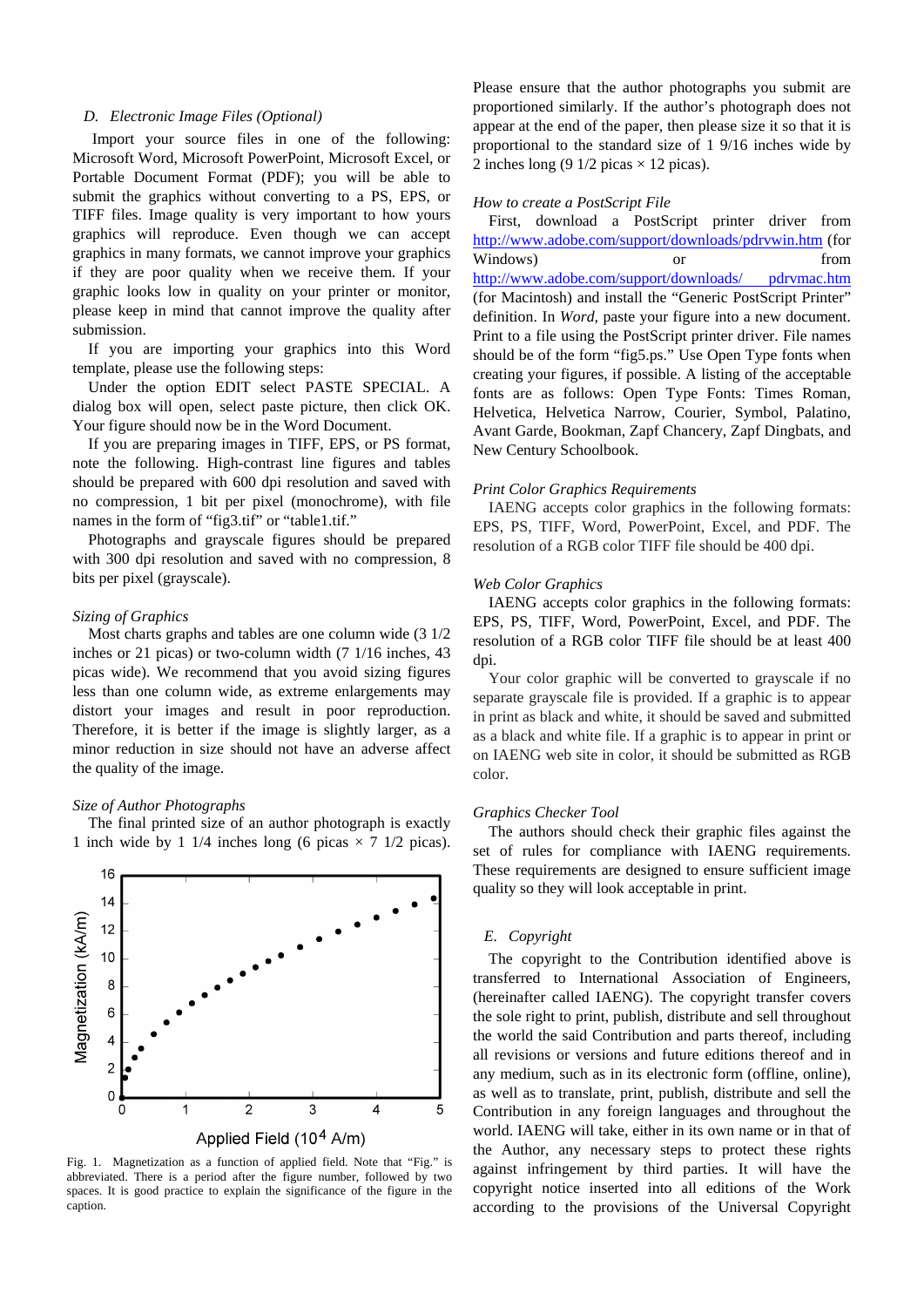### D. Electronic Image Files (Optional)

Import your source files in one of the following: Microsoft Word, Microsoft PowerPoint, Microsoft Excel, or Portable Document Format (PDF); you will be able to submit the graphics without converting to a PS, EPS, or TIFF files. Image quality is very important to how yours graphics will reproduce. Even though we can accept graphics in many formats, we cannot improve your graphics if they are poor quality when we receive them. If your graphic looks low in quality on your printer or monitor, please keep in mind that cannot improve the quality after submission.

If you are importing your graphics into this Word template, please use the following steps:

Under the option EDIT select PASTE SPECIAL. A dialog box will open, select paste picture, then click OK. Your figure should now be in the Word Document.

If you are preparing images in TIFF, EPS, or PS format, note the following. High-contrast line figures and tables should be prepared with 600 dpi resolution and saved with no compression, 1 bit per pixel (monochrome), with file names in the form of "fig3.tif" or "table1.tif."

Photographs and grayscale figures should be prepared with 300 dpi resolution and saved with no compression, 8 bits per pixel (grayscale).

*Sizing of Graphics*

Most charts graphs and tables are one column wide (3 1/2 inches or 21 picas) or two-column width (7 1/16 inches, 43 picas wide). We recommend that you avoid sizing figures less than one column wide, as extreme enlargements may distort your images and result in poor reproduction. Therefore, it is better if the image is slightly larger, as a minor reduction in size should not have an adverse affect the quality of the image.

*Size of Author Photographs*

The final printed size of an author photograph is exactly 1 inch wide by 1 1/4 inches long (6 picas × 7 1/2 picas).

Fig. 1. Magnetization as a function of applied field. Note that "Fig." is abbreviated. There is a period after the figure number, followed by two spaces. It is good practice to explain the significance of the figure in the caption.

Please ensure that the author photographs you submit are proportioned similarly. If the author's photograph does not appear at the end of the paper, then please size it so that it is proportional to the standard size of 1 9/16 inches wide by 2 inches long (9 1/2 picas × 12 picas).

*How to create a PostScript File*

First, download a PostScript printer driver from http://www.adobe.com/support/downloads/pdrvwin.htm (for Windows) or from http://www.adobe.com/support/downloads/ pdrvmac.htm (for Macintosh) and install the "Generic PostScript Printer" definition. In *Word,* paste your figure into a new document. Print to a file using the PostScript printer driver. File names should be of the form "fig5.ps." Use Open Type fonts when creating your figures, if possible. A listing of the acceptable fonts are as follows: Open Type Fonts: Times Roman, Helvetica, Helvetica Narrow, Courier, Symbol, Palatino, Avant Garde, Bookman, Zapf Chancery, Zapf Dingbats, and New Century Schoolbook.

*Print Color Graphics Requirements*

IAENG accepts color graphics in the following formats: EPS, PS, TIFF, Word, PowerPoint, Excel, and PDF. The resolution of a RGB color TIFF file should be 400 dpi.

*Web Color Graphics*

IAENG accepts color graphics in the following formats: EPS, PS, TIFF, Word, PowerPoint, Excel, and PDF. The resolution of a RGB color TIFF file should be at least 400 dpi.

Your color graphic will be converted to grayscale if no separate grayscale file is provided. If a graphic is to appear in print as black and white, it should be saved and submitted as a black and white file. If a graphic is to appear in print or on IAENG web site in color, it should be submitted as RGB color.

*Graphics Checker Tool*

The authors should check their graphic files against the set of rules for compliance with IAENG requirements. These requirements are designed to ensure sufficient image quality so they will look acceptable in print.

### E. Copyright

The copyright to the Contribution identified above is transferred to International Association of Engineers, (hereinafter called IAENG). The copyright transfer covers the sole right to print, publish, distribute and sell throughout the world the said Contribution and parts thereof, including all revisions or versions and future editions thereof and in any medium, such as in its electronic form (offline, online), as well as to translate, print, publish, distribute and sell the Contribution in any foreign languages and throughout the world. IAENG will take, either in its own name or in that of the Author, any necessary steps to protect these rights against infringement by third parties. It will have the copyright notice inserted into all editions of the Work according to the provisions of the Universal Copyright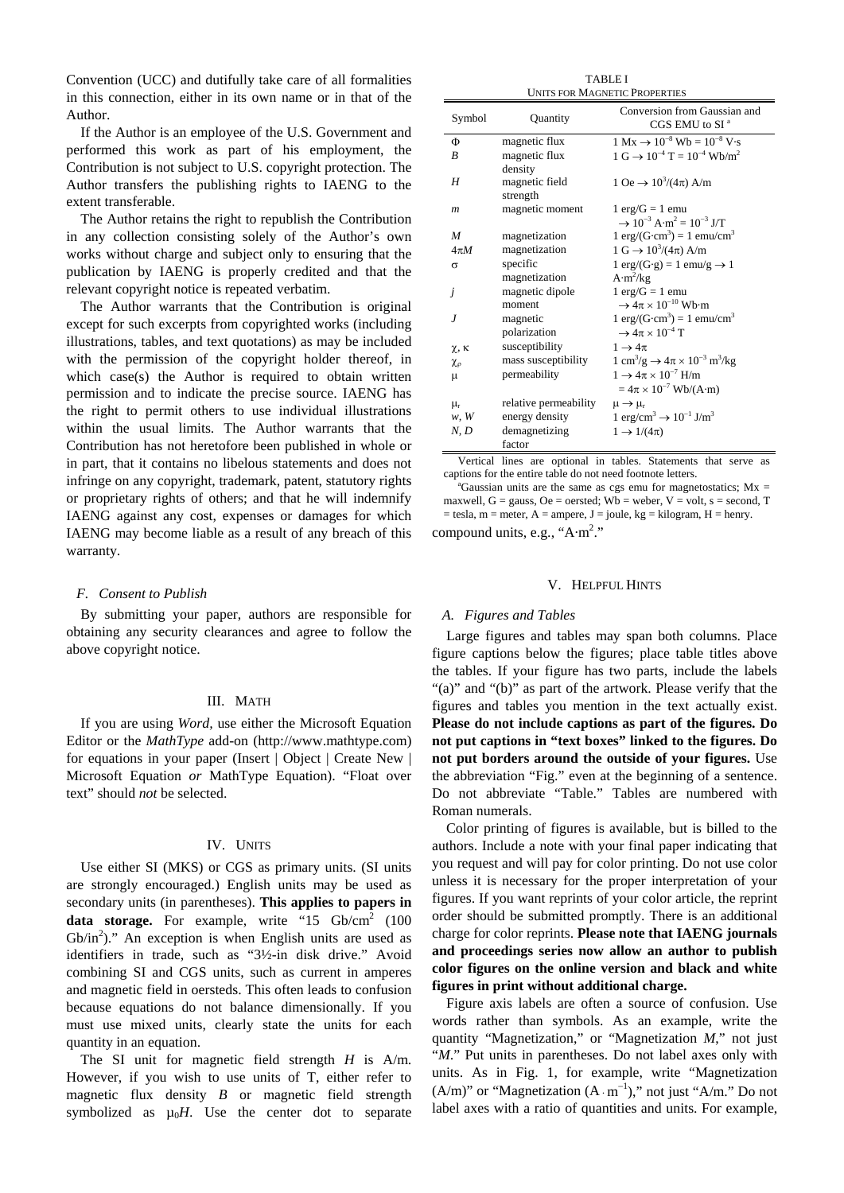Convention (UCC) and dutifully take care of all formalities in this connection, either in its own name or in that of the Author.

If the Author is an employee of the U.S. Government and performed this work as part of his employment, the Contribution is not subject to U.S. copyright protection. The Author transfers the publishing rights to IAENG to the extent transferable.

The Author retains the right to republish the Contribution in any collection consisting solely of the Author's own works without charge and subject only to ensuring that the publication by IAENG is properly credited and that the relevant copyright notice is repeated verbatim.

The Author warrants that the Contribution is original except for such excerpts from copyrighted works (including illustrations, tables, and text quotations) as may be included with the permission of the copyright holder thereof, in which case(s) the Author is required to obtain written permission and to indicate the precise source. IAENG has the right to permit others to use individual illustrations within the usual limits. The Author warrants that the Contribution has not heretofore been published in whole or in part, that it contains no libelous statements and does not infringe on any copyright, trademark, patent, statutory rights or proprietary rights of others; and that he will indemnify IAENG against any cost, expenses or damages for which IAENG may become liable as a result of any breach of this warranty.

### *F. Consent to Publish*

By submitting your paper, authors are responsible for obtaining any security clearances and agree to follow the above copyright notice.

## III. Math

If you are using *Word,* use either the Microsoft Equation Editor or the *MathType* add-on (http://www.mathtype.com) for equations in your paper (Insert | Object | Create New | Microsoft Equation *or* MathType Equation). "Float over text" should *not* be selected.

## IV. Units

Use either SI (MKS) or CGS as primary units. (SI units are strongly encouraged.) English units may be used as secondary units (in parentheses). **This applies to papers in data storage.** For example, write "15 Gb/cm$^2$ (100 Gb/in$^2$)." An exception is when English units are used as identifiers in trade, such as "3½-in disk drive." Avoid combining SI and CGS units, such as current in amperes and magnetic field in oersteds. This often leads to confusion because equations do not balance dimensionally. If you must use mixed units, clearly state the units for each quantity in an equation.

The SI unit for magnetic field strength $H$ is A/m. However, if you wish to use units of T, either refer to magnetic flux density $B$ or magnetic field strength symbolized as $\mu_0 H$. Use the center dot to separate compound units, e.g., "A·m$^2$."

TABLE I
UNITS FOR MAGNETIC PROPERTIES

| Symbol | Quantity | Conversion from Gaussian and CGS EMU to SI [a] |
|---|---|---|
| $\Phi$ | magnetic flux | 1 Mx $\to 10^{-8}$ Wb $= 10^{-8}$ V·s |
| $B$ | magnetic flux density | 1 G $\to 10^{-4}$ T $= 10^{-4}$ Wb/m$^2$ |
| $H$ | magnetic field strength | 1 Oe $\to 10^3/(4\pi)$ A/m |
| $m$ | magnetic moment | 1 erg/G = 1 emu $\to 10^{-3}$ A·m$^2$ $= 10^{-3}$ J/T |
| $M$ | magnetization | 1 erg/(G·cm$^3$) = 1 emu/cm$^3$ |
| $4\pi M$ | magnetization | 1 G $\to 10^3/(4\pi)$ A/m |
| $\sigma$ | specific magnetization | 1 erg/(G·g) = 1 emu/g $\to$ 1 A·m$^2$/kg |
| $j$ | magnetic dipole moment | 1 erg/G = 1 emu $\to 4\pi \times 10^{-10}$ Wb·m |
| $J$ | magnetic polarization | 1 erg/(G·cm$^3$) = 1 emu/cm$^3$ $\to 4\pi \times 10^{-4}$ T |
| $\chi$, $\kappa$ | susceptibility | $1 \to 4\pi$ |
| $\chi_\rho$ | mass susceptibility | 1 cm$^3$/g $\to 4\pi \times 10^{-3}$ m$^3$/kg |
| $\mu$ | permeability | $1 \to 4\pi \times 10^{-7}$ H/m $= 4\pi \times 10^{-7}$ Wb/(A·m) |
| $\mu_r$ | relative permeability | $\mu \to \mu_r$ |
| $w$, $W$ | energy density | 1 erg/cm$^3$ $\to 10^{-1}$ J/m$^3$ |
| $N$, $D$ | demagnetizing factor | $1 \to 1/(4\pi)$ |

Vertical lines are optional in tables. Statements that serve as captions for the entire table do not need footnote letters.

[a]Gaussian units are the same as cgs emu for magnetostatics; Mx = maxwell, G = gauss, Oe = oersted; Wb = weber, V = volt, s = second, T = tesla, m = meter, A = ampere, J = joule, kg = kilogram, H = henry.

## V. Helpful Hints

### *A. Figures and Tables*

Large figures and tables may span both columns. Place figure captions below the figures; place table titles above the tables. If your figure has two parts, include the labels "(a)" and "(b)" as part of the artwork. Please verify that the figures and tables you mention in the text actually exist. **Please do not include captions as part of the figures. Do not put captions in "text boxes" linked to the figures. Do not put borders around the outside of your figures.** Use the abbreviation "Fig." even at the beginning of a sentence. Do not abbreviate "Table." Tables are numbered with Roman numerals.

Color printing of figures is available, but is billed to the authors. Include a note with your final paper indicating that you request and will pay for color printing. Do not use color unless it is necessary for the proper interpretation of your figures. If you want reprints of your color article, the reprint order should be submitted promptly. There is an additional charge for color reprints. **Please note that IAENG journals and proceedings series now allow an author to publish color figures on the online version and black and white figures in print without additional charge.**

Figure axis labels are often a source of confusion. Use words rather than symbols. As an example, write the quantity "Magnetization," or "Magnetization $M$," not just "$M$." Put units in parentheses. Do not label axes only with units. As in Fig. 1, for example, write "Magnetization (A/m)" or "Magnetization (A·m$^{-1}$)," not just "A/m." Do not label axes with a ratio of quantities and units. For example,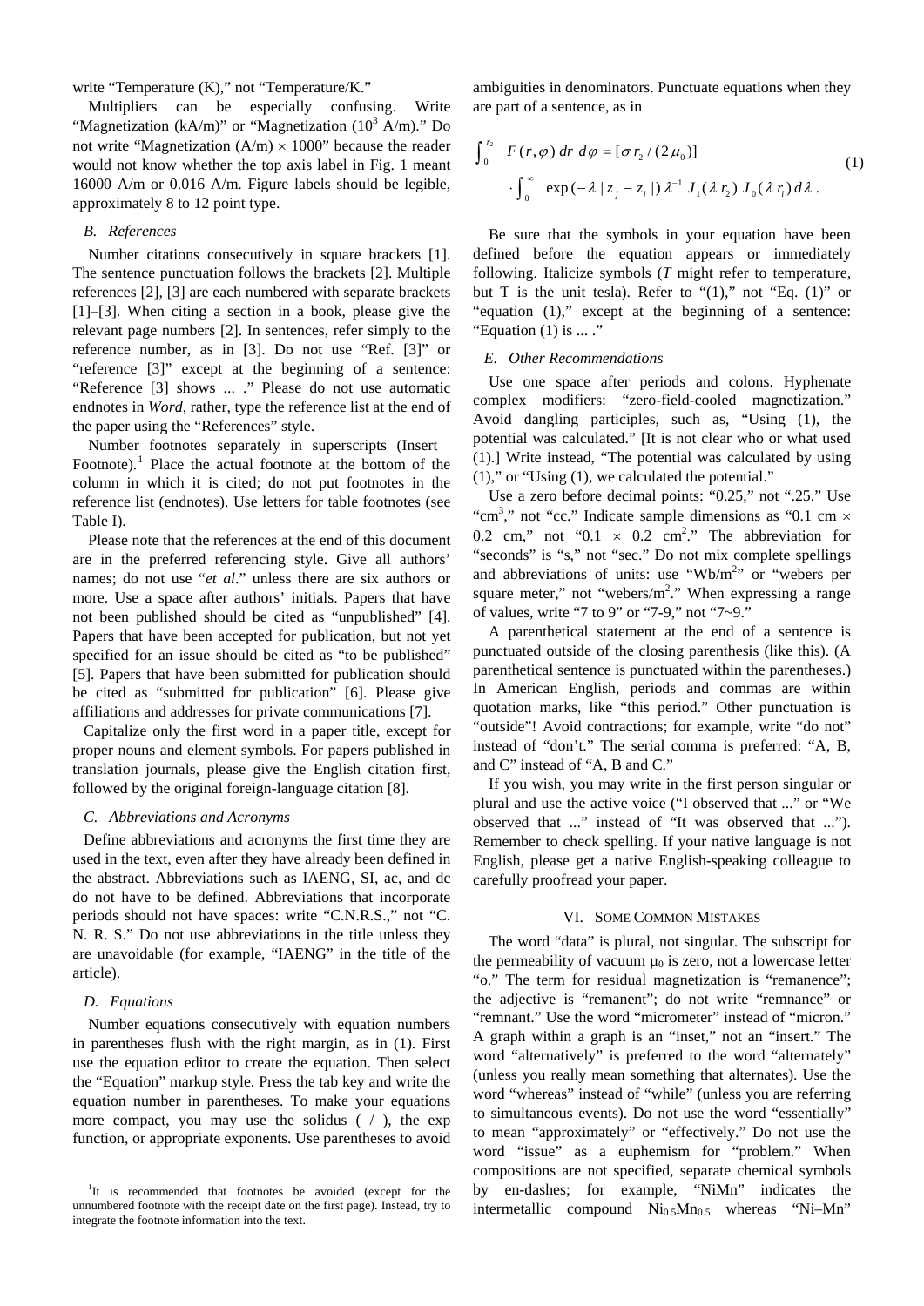write "Temperature (K)," not "Temperature/K."

Multipliers can be especially confusing. Write "Magnetization (kA/m)" or "Magnetization ($10^3$ A/m)." Do not write "Magnetization (A/m) × 1000" because the reader would not know whether the top axis label in Fig. 1 meant 16000 A/m or 0.016 A/m. Figure labels should be legible, approximately 8 to 12 point type.

### B. References

Number citations consecutively in square brackets [1]. The sentence punctuation follows the brackets [2]. Multiple references [2], [3] are each numbered with separate brackets [1]–[3]. When citing a section in a book, please give the relevant page numbers [2]. In sentences, refer simply to the reference number, as in [3]. Do not use "Ref. [3]" or "reference [3]" except at the beginning of a sentence: "Reference [3] shows ... ." Please do not use automatic endnotes in *Word*, rather, type the reference list at the end of the paper using the "References" style.

Number footnotes separately in superscripts (Insert | Footnote).[1] Place the actual footnote at the bottom of the column in which it is cited; do not put footnotes in the reference list (endnotes). Use letters for table footnotes (see Table I).

Please note that the references at the end of this document are in the preferred referencing style. Give all authors' names; do not use "*et al*." unless there are six authors or more. Use a space after authors' initials. Papers that have not been published should be cited as "unpublished" [4]. Papers that have been accepted for publication, but not yet specified for an issue should be cited as "to be published" [5]. Papers that have been submitted for publication should be cited as "submitted for publication" [6]. Please give affiliations and addresses for private communications [7].

Capitalize only the first word in a paper title, except for proper nouns and element symbols. For papers published in translation journals, please give the English citation first, followed by the original foreign-language citation [8].

### C. Abbreviations and Acronyms

Define abbreviations and acronyms the first time they are used in the text, even after they have already been defined in the abstract. Abbreviations such as IAENG, SI, ac, and dc do not have to be defined. Abbreviations that incorporate periods should not have spaces: write "C.N.R.S.," not "C. N. R. S." Do not use abbreviations in the title unless they are unavoidable (for example, "IAENG" in the title of the article).

### D. Equations

Number equations consecutively with equation numbers in parentheses flush with the right margin, as in (1). First use the equation editor to create the equation. Then select the "Equation" markup style. Press the tab key and write the equation number in parentheses. To make your equations more compact, you may use the solidus ( / ), the exp function, or appropriate exponents. Use parentheses to avoid ambiguities in denominators. Punctuate equations when they are part of a sentence, as in

$$\begin{aligned} \int_0^{r_2} F(r,\varphi)\, dr\, d\varphi &= [\sigma r_2 / (2\mu_0)] \\ &\cdot \int_0^{\infty} \exp(-\lambda |z_j - z_i|)\, \lambda^{-1} J_1(\lambda r_2)\, J_0(\lambda r_i)\, d\lambda \,. \end{aligned} \tag{1}$$

Be sure that the symbols in your equation have been defined before the equation appears or immediately following. Italicize symbols (*T* might refer to temperature, but T is the unit tesla). Refer to "(1)," not "Eq. (1)" or "equation (1)," except at the beginning of a sentence: "Equation (1) is ... ."

### E. Other Recommendations

Use one space after periods and colons. Hyphenate complex modifiers: "zero-field-cooled magnetization." Avoid dangling participles, such as, "Using (1), the potential was calculated." [It is not clear who or what used (1).] Write instead, "The potential was calculated by using (1)," or "Using (1), we calculated the potential."

Use a zero before decimal points: "0.25," not ".25." Use "$\text{cm}^3$," not "cc." Indicate sample dimensions as "0.1 cm × 0.2 cm," not "0.1 × 0.2 $\text{cm}^2$." The abbreviation for "seconds" is "s," not "sec." Do not mix complete spellings and abbreviations of units: use "$\text{Wb/m}^2$" or "webers per square meter," not "webers/$\text{m}^2$." When expressing a range of values, write "7 to 9" or "7-9," not "7~9."

A parenthetical statement at the end of a sentence is punctuated outside of the closing parenthesis (like this). (A parenthetical sentence is punctuated within the parentheses.) In American English, periods and commas are within quotation marks, like "this period." Other punctuation is "outside"! Avoid contractions; for example, write "do not" instead of "don't." The serial comma is preferred: "A, B, and C" instead of "A, B and C."

If you wish, you may write in the first person singular or plural and use the active voice ("I observed that ..." or "We observed that ..." instead of "It was observed that ..."). Remember to check spelling. If your native language is not English, please get a native English-speaking colleague to carefully proofread your paper.

## VI. Some Common Mistakes

The word "data" is plural, not singular. The subscript for the permeability of vacuum $\mu_0$ is zero, not a lowercase letter "o." The term for residual magnetization is "remanence"; the adjective is "remanent"; do not write "remnance" or "remnant." Use the word "micrometer" instead of "micron." A graph within a graph is an "inset," not an "insert." The word "alternatively" is preferred to the word "alternately" (unless you really mean something that alternates). Use the word "whereas" instead of "while" (unless you are referring to simultaneous events). Do not use the word "essentially" to mean "approximately" or "effectively." Do not use the word "issue" as a euphemism for "problem." When compositions are not specified, separate chemical symbols by en-dashes; for example, "NiMn" indicates the intermetallic compound $Ni_{0.5}Mn_{0.5}$ whereas "Ni–Mn"

[1] It is recommended that footnotes be avoided (except for the unnumbered footnote with the receipt date on the first page). Instead, try to integrate the footnote information into the text.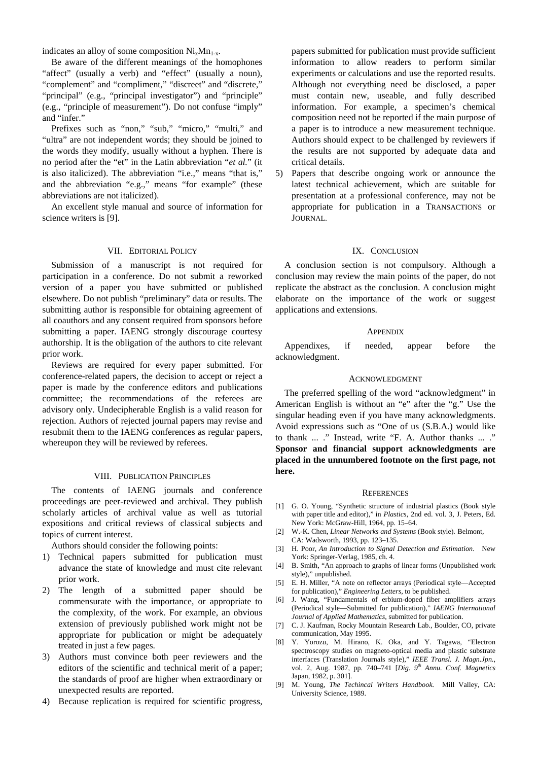indicates an alloy of some composition $Ni_xMn_{1-x}$.

Be aware of the different meanings of the homophones "affect" (usually a verb) and "effect" (usually a noun), "complement" and "compliment," "discreet" and "discrete," "principal" (e.g., "principal investigator") and "principle" (e.g., "principle of measurement"). Do not confuse "imply" and "infer."

Prefixes such as "non," "sub," "micro," "multi," and "ultra" are not independent words; they should be joined to the words they modify, usually without a hyphen. There is no period after the "et" in the Latin abbreviation "*et al.*" (it is also italicized). The abbreviation "i.e.," means "that is," and the abbreviation "e.g.," means "for example" (these abbreviations are not italicized).

An excellent style manual and source of information for science writers is [9].

## VII. Editorial Policy

Submission of a manuscript is not required for participation in a conference. Do not submit a reworked version of a paper you have submitted or published elsewhere. Do not publish "preliminary" data or results. The submitting author is responsible for obtaining agreement of all coauthors and any consent required from sponsors before submitting a paper. IAENG strongly discourage courtesy authorship. It is the obligation of the authors to cite relevant prior work.

Reviews are required for every paper submitted. For conference-related papers, the decision to accept or reject a paper is made by the conference editors and publications committee; the recommendations of the referees are advisory only. Undecipherable English is a valid reason for rejection. Authors of rejected journal papers may revise and resubmit them to the IAENG conferences as regular papers, whereupon they will be reviewed by referees.

## VIII. Publication Principles

The contents of IAENG journals and conference proceedings are peer-reviewed and archival. They publish scholarly articles of archival value as well as tutorial expositions and critical reviews of classical subjects and topics of current interest.

Authors should consider the following points:

1) Technical papers submitted for publication must advance the state of knowledge and must cite relevant prior work.
2) The length of a submitted paper should be commensurate with the importance, or appropriate to the complexity, of the work. For example, an obvious extension of previously published work might not be appropriate for publication or might be adequately treated in just a few pages.
3) Authors must convince both peer reviewers and the editors of the scientific and technical merit of a paper; the standards of proof are higher when extraordinary or unexpected results are reported.
4) Because replication is required for scientific progress, papers submitted for publication must provide sufficient information to allow readers to perform similar experiments or calculations and use the reported results. Although not everything need be disclosed, a paper must contain new, useable, and fully described information. For example, a specimen's chemical composition need not be reported if the main purpose of a paper is to introduce a new measurement technique. Authors should expect to be challenged by reviewers if the results are not supported by adequate data and critical details.
5) Papers that describe ongoing work or announce the latest technical achievement, which are suitable for presentation at a professional conference, may not be appropriate for publication in a Transactions or Journal.

## IX. Conclusion

A conclusion section is not compulsory. Although a conclusion may review the main points of the paper, do not replicate the abstract as the conclusion. A conclusion might elaborate on the importance of the work or suggest applications and extensions.

## Appendix

Appendixes, if needed, appear before the acknowledgment.

## Acknowledgment

The preferred spelling of the word "acknowledgment" in American English is without an "e" after the "g." Use the singular heading even if you have many acknowledgments. Avoid expressions such as "One of us (S.B.A.) would like to thank ... ." Instead, write "F. A. Author thanks ... ." **Sponsor and financial support acknowledgments are placed in the unnumbered footnote on the first page, not here.**

## References

[1] G. O. Young, "Synthetic structure of industrial plastics (Book style with paper title and editor)," in *Plastics*, 2nd ed. vol. 3, J. Peters, Ed. New York: McGraw-Hill, 1964, pp. 15–64.

[2] W.-K. Chen, *Linear Networks and Systems* (Book style)*.* Belmont, CA: Wadsworth, 1993, pp. 123–135.

[3] H. Poor, *An Introduction to Signal Detection and Estimation*. New York: Springer-Verlag, 1985, ch. 4.

[4] B. Smith, "An approach to graphs of linear forms (Unpublished work style)," unpublished.

[5] E. H. Miller, "A note on reflector arrays (Periodical style—Accepted for publication)," *Engineering Letters*, to be published.

[6] J. Wang, "Fundamentals of erbium-doped fiber amplifiers arrays (Periodical style—Submitted for publication)," *IAENG International Journal of Applied Mathematics*, submitted for publication.

[7] C. J. Kaufman, Rocky Mountain Research Lab., Boulder, CO, private communication, May 1995.

[8] Y. Yorozu, M. Hirano, K. Oka, and Y. Tagawa, "Electron spectroscopy studies on magneto-optical media and plastic substrate interfaces (Translation Journals style)," *IEEE Transl. J. Magn.Jpn.*, vol. 2, Aug. 1987, pp. 740–741 [*Dig. 9th Annu. Conf. Magnetics* Japan, 1982, p. 301].

[9] M. Young, *The Techincal Writers Handbook.* Mill Valley, CA: University Science, 1989.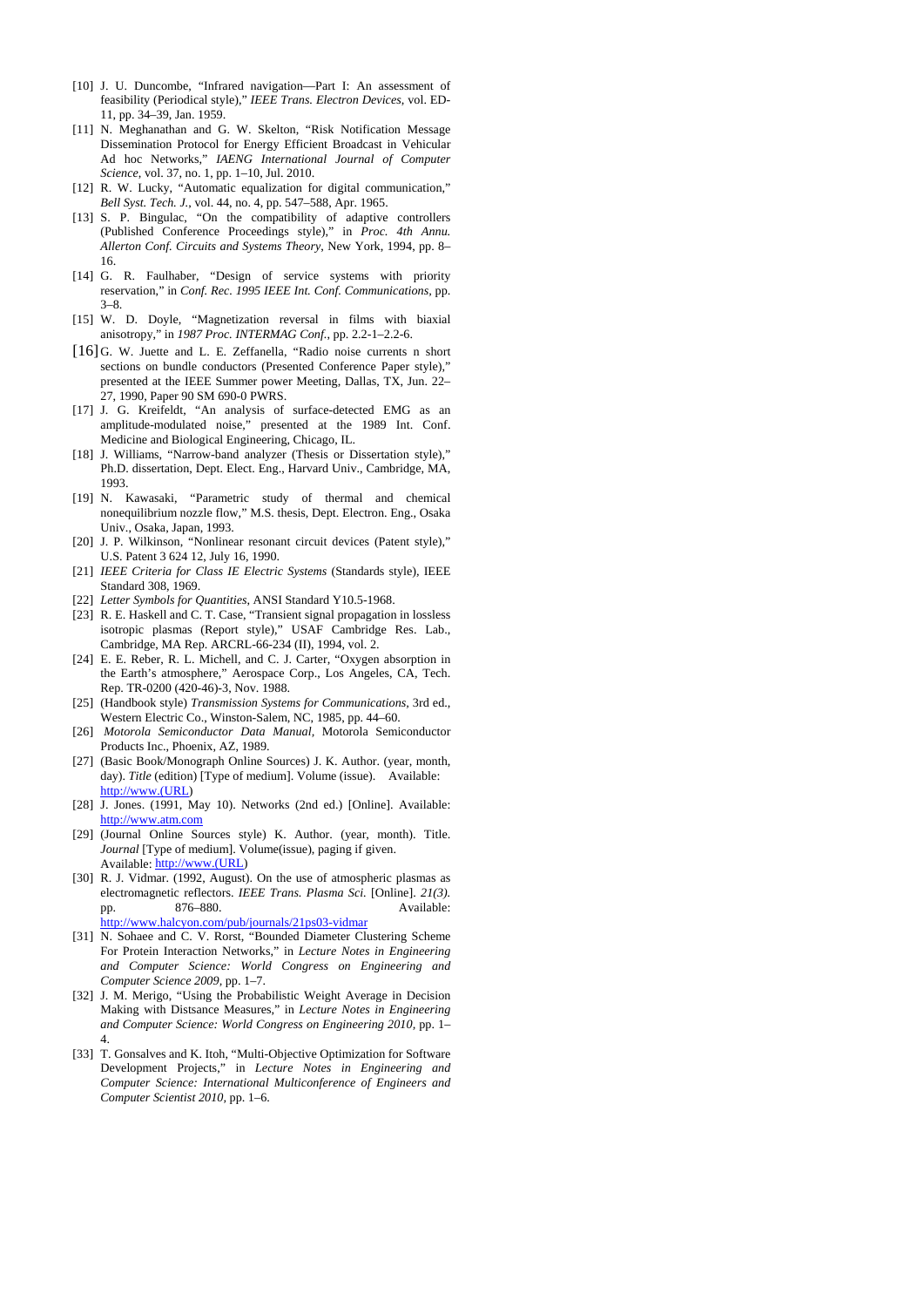[10] J. U. Duncombe, "Infrared navigation—Part I: An assessment of feasibility (Periodical style)," *IEEE Trans. Electron Devices*, vol. ED-11, pp. 34–39, Jan. 1959.

[11] N. Meghanathan and G. W. Skelton, "Risk Notification Message Dissemination Protocol for Energy Efficient Broadcast in Vehicular Ad hoc Networks," *IAENG International Journal of Computer Science*, vol. 37, no. 1, pp. 1–10, Jul. 2010.

[12] R. W. Lucky, "Automatic equalization for digital communication," *Bell Syst. Tech. J.*, vol. 44, no. 4, pp. 547–588, Apr. 1965.

[13] S. P. Bingulac, "On the compatibility of adaptive controllers (Published Conference Proceedings style)," in *Proc. 4th Annu. Allerton Conf. Circuits and Systems Theory*, New York, 1994, pp. 8–16.

[14] G. R. Faulhaber, "Design of service systems with priority reservation," in *Conf. Rec. 1995 IEEE Int. Conf. Communications*, pp. 3–8.

[15] W. D. Doyle, "Magnetization reversal in films with biaxial anisotropy," in *1987 Proc. INTERMAG Conf.*, pp. 2.2-1–2.2-6.

[16] G. W. Juette and L. E. Zeffanella, "Radio noise currents n short sections on bundle conductors (Presented Conference Paper style)," presented at the IEEE Summer power Meeting, Dallas, TX, Jun. 22–27, 1990, Paper 90 SM 690-0 PWRS.

[17] J. G. Kreifeldt, "An analysis of surface-detected EMG as an amplitude-modulated noise," presented at the 1989 Int. Conf. Medicine and Biological Engineering, Chicago, IL.

[18] J. Williams, "Narrow-band analyzer (Thesis or Dissertation style)," Ph.D. dissertation, Dept. Elect. Eng., Harvard Univ., Cambridge, MA, 1993.

[19] N. Kawasaki, "Parametric study of thermal and chemical nonequilibrium nozzle flow," M.S. thesis, Dept. Electron. Eng., Osaka Univ., Osaka, Japan, 1993.

[20] J. P. Wilkinson, "Nonlinear resonant circuit devices (Patent style)," U.S. Patent 3 624 12, July 16, 1990.

[21] *IEEE Criteria for Class IE Electric Systems* (Standards style), IEEE Standard 308, 1969.

[22] *Letter Symbols for Quantities*, ANSI Standard Y10.5-1968.

[23] R. E. Haskell and C. T. Case, "Transient signal propagation in lossless isotropic plasmas (Report style)," USAF Cambridge Res. Lab., Cambridge, MA Rep. ARCRL-66-234 (II), 1994, vol. 2.

[24] E. E. Reber, R. L. Michell, and C. J. Carter, "Oxygen absorption in the Earth's atmosphere," Aerospace Corp., Los Angeles, CA, Tech. Rep. TR-0200 (420-46)-3, Nov. 1988.

[25] (Handbook style) *Transmission Systems for Communications*, 3rd ed., Western Electric Co., Winston-Salem, NC, 1985, pp. 44–60.

[26] *Motorola Semiconductor Data Manual*, Motorola Semiconductor Products Inc., Phoenix, AZ, 1989.

[27] (Basic Book/Monograph Online Sources) J. K. Author. (year, month, day). *Title* (edition) [Type of medium]. Volume (issue). Available: http://www.(URL)

[28] J. Jones. (1991, May 10). Networks (2nd ed.) [Online]. Available: http://www.atm.com

[29] (Journal Online Sources style) K. Author. (year, month). Title. *Journal* [Type of medium]. Volume(issue), paging if given. Available: http://www.(URL)

[30] R. J. Vidmar. (1992, August). On the use of atmospheric plasmas as electromagnetic reflectors. *IEEE Trans. Plasma Sci.* [Online]. *21(3).* pp. 876–880. Available: http://www.halcyon.com/pub/journals/21ps03-vidmar

[31] N. Sohaee and C. V. Rorst, "Bounded Diameter Clustering Scheme For Protein Interaction Networks," in *Lecture Notes in Engineering and Computer Science: World Congress on Engineering and Computer Science 2009*, pp. 1–7.

[32] J. M. Merigo, "Using the Probabilistic Weight Average in Decision Making with Distsance Measures," in *Lecture Notes in Engineering and Computer Science: World Congress on Engineering 2010*, pp. 1–4.

[33] T. Gonsalves and K. Itoh, "Multi-Objective Optimization for Software Development Projects," in *Lecture Notes in Engineering and Computer Science: International Multiconference of Engineers and Computer Scientist 2010*, pp. 1–6.